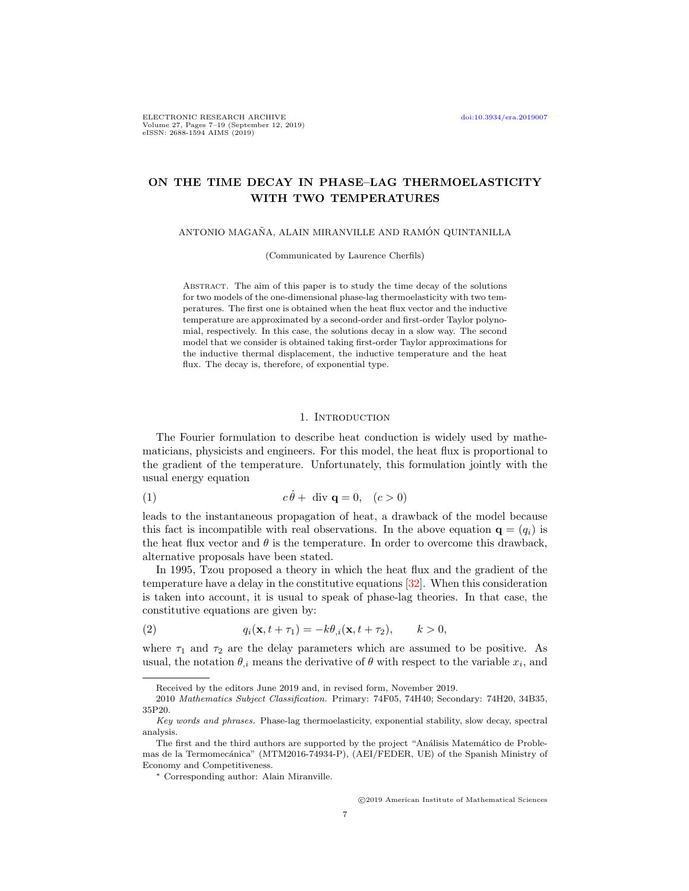# ON THE TIME DECAY IN PHASE–LAG THERMOELASTICITY WITH TWO TEMPERATURES

ANTONIO MAGAÑA, ALAIN MIRANVILLE AND RAMÓN QUINTANILLA

(Communicated by Laurence Cherfils)

Abstract. The aim of this paper is to study the time decay of the solutions for two models of the one-dimensional phase-lag thermoelasticity with two temperatures. The first one is obtained when the heat flux vector and the inductive temperature are approximated by a second-order and first-order Taylor polynomial, respectively. In this case, the solutions decay in a slow way. The second model that we consider is obtained taking first-order Taylor approximations for the inductive thermal displacement, the inductive temperature and the heat flux. The decay is, therefore, of exponential type.

## 1. Introduction

The Fourier formulation to describe heat conduction is widely used by mathematicians, physicists and engineers. For this model, the heat flux is proportional to the gradient of the temperature. Unfortunately, this formulation jointly with the usual energy equation

$$c\,\dot{\theta} + \operatorname{div}\,\mathbf{q} = 0, \quad (c > 0) \tag{1}$$

leads to the instantaneous propagation of heat, a drawback of the model because this fact is incompatible with real observations. In the above equation $\mathbf{q} = (q_i)$ is the heat flux vector and $\theta$ is the temperature. In order to overcome this drawback, alternative proposals have been stated.

In 1995, Tzou proposed a theory in which the heat flux and the gradient of the temperature have a delay in the constitutive equations [32]. When this consideration is taken into account, it is usual to speak of phase-lag theories. In that case, the constitutive equations are given by:

$$q_i(\mathbf{x}, t + \tau_1) = -k\theta_{,i}(\mathbf{x}, t + \tau_2), \qquad k > 0, \tag{2}$$

where $\tau_1$ and $\tau_2$ are the delay parameters which are assumed to be positive. As usual, the notation $\theta_{,i}$ means the derivative of $\theta$ with respect to the variable $x_i$, and

---

Received by the editors June 2019 and, in revised form, November 2019.

2010 *Mathematics Subject Classification.* Primary: 74F05, 74H40; Secondary: 74H20, 34B35, 35P20.

*Key words and phrases.* Phase-lag thermoelasticity, exponential stability, slow decay, spectral analysis.

The first and the third authors are supported by the project "Análisis Matemático de Problemas de la Termomecánica" (MTM2016-74934-P), (AEI/FEDER, UE) of the Spanish Ministry of Economy and Competitiveness.

* Corresponding author: Alain Miranville.

©2019 American Institute of Mathematical Sciences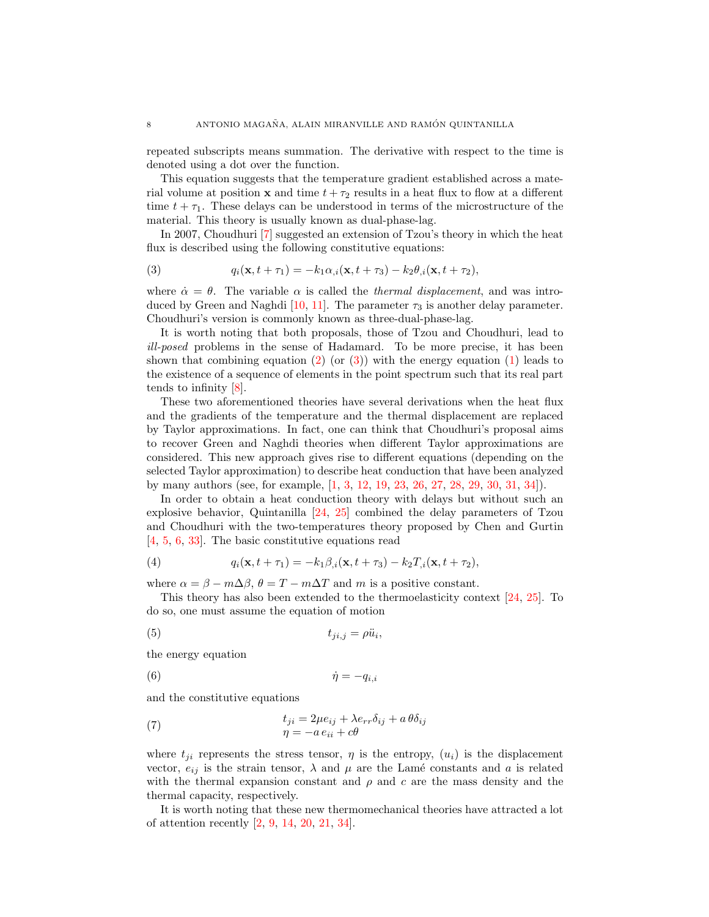repeated subscripts means summation. The derivative with respect to the time is denoted using a dot over the function.

This equation suggests that the temperature gradient established across a material volume at position $\mathbf{x}$ and time $t+\tau_2$ results in a heat flux to flow at a different time $t+\tau_1$. These delays can be understood in terms of the microstructure of the material. This theory is usually known as dual-phase-lag.

In 2007, Choudhuri [7] suggested an extension of Tzou's theory in which the heat flux is described using the following constitutive equations:

$$q_i(\mathbf{x}, t+\tau_1) = -k_1\alpha_{,i}(\mathbf{x}, t+\tau_3) - k_2\theta_{,i}(\mathbf{x}, t+\tau_2), \tag{3}$$

where $\dot{\alpha} = \theta$. The variable $\alpha$ is called the *thermal displacement*, and was introduced by Green and Naghdi [10, 11]. The parameter $\tau_3$ is another delay parameter. Choudhuri's version is commonly known as three-dual-phase-lag.

It is worth noting that both proposals, those of Tzou and Choudhuri, lead to *ill-posed* problems in the sense of Hadamard. To be more precise, it has been shown that combining equation (2) (or (3)) with the energy equation (1) leads to the existence of a sequence of elements in the point spectrum such that its real part tends to infinity [8].

These two aforementioned theories have several derivations when the heat flux and the gradients of the temperature and the thermal displacement are replaced by Taylor approximations. In fact, one can think that Choudhuri's proposal aims to recover Green and Naghdi theories when different Taylor approximations are considered. This new approach gives rise to different equations (depending on the selected Taylor approximation) to describe heat conduction that have been analyzed by many authors (see, for example, [1, 3, 12, 19, 23, 26, 27, 28, 29, 30, 31, 34]).

In order to obtain a heat conduction theory with delays but without such an explosive behavior, Quintanilla [24, 25] combined the delay parameters of Tzou and Choudhuri with the two-temperatures theory proposed by Chen and Gurtin [4, 5, 6, 33]. The basic constitutive equations read

$$q_i(\mathbf{x}, t+\tau_1) = -k_1\beta_{,i}(\mathbf{x}, t+\tau_3) - k_2T_{,i}(\mathbf{x}, t+\tau_2), \tag{4}$$

where $\alpha = \beta - m\Delta\beta$, $\theta = T - m\Delta T$ and $m$ is a positive constant.

This theory has also been extended to the thermoelasticity context [24, 25]. To do so, one must assume the equation of motion

$$t_{ji,j} = \rho\ddot{u}_i, \tag{5}$$

the energy equation

$$\dot{\eta} = -q_{i,i} \tag{6}$$

and the constitutive equations

$$\begin{aligned} t_{ji} &= 2\mu e_{ij} + \lambda e_{rr}\delta_{ij} + a\,\theta\delta_{ij} \\ \eta &= -a\,e_{ii} + c\theta \end{aligned} \tag{7}$$

where $t_{ji}$ represents the stress tensor, $\eta$ is the entropy, $(u_i)$ is the displacement vector, $e_{ij}$ is the strain tensor, $\lambda$ and $\mu$ are the Lamé constants and $a$ is related with the thermal expansion constant and $\rho$ and $c$ are the mass density and the thermal capacity, respectively.

It is worth noting that these new thermomechanical theories have attracted a lot of attention recently [2, 9, 14, 20, 21, 34].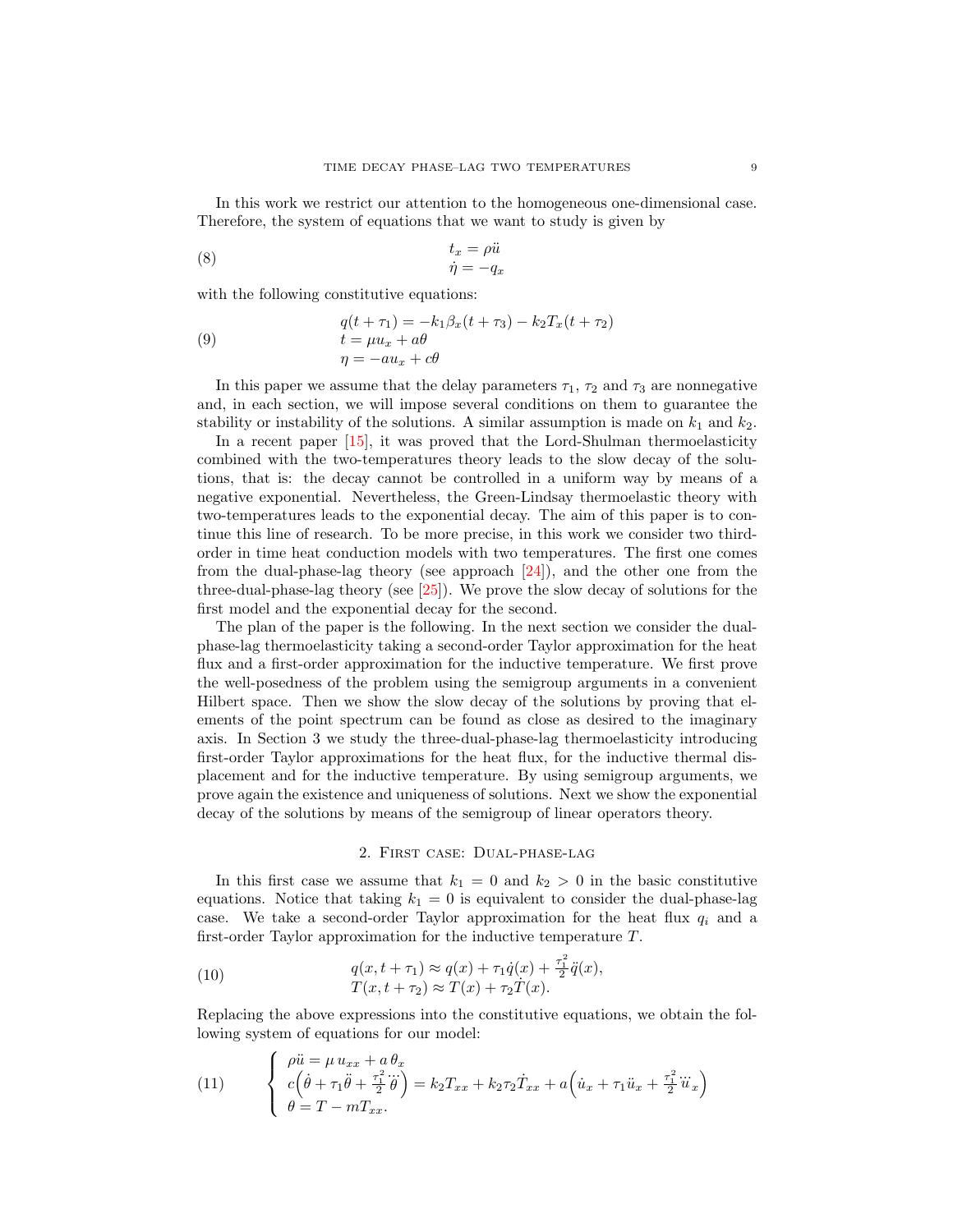In this work we restrict our attention to the homogeneous one-dimensional case. Therefore, the system of equations that we want to study is given by

$$
\begin{aligned}
t_x &= \rho \ddot{u} \\
\dot{\eta} &= -q_x
\end{aligned}
\tag{8}
$$

with the following constitutive equations:

$$
\begin{aligned}
q(t+\tau_1) &= -k_1 \beta_x(t+\tau_3) - k_2 T_x(t+\tau_2) \\
t &= \mu u_x + a\theta \\
\eta &= -a u_x + c\theta
\end{aligned}
\tag{9}
$$

In this paper we assume that the delay parameters $\tau_1$, $\tau_2$ and $\tau_3$ are nonnegative and, in each section, we will impose several conditions on them to guarantee the stability or instability of the solutions. A similar assumption is made on $k_1$ and $k_2$.

In a recent paper [15], it was proved that the Lord-Shulman thermoelasticity combined with the two-temperatures theory leads to the slow decay of the solutions, that is: the decay cannot be controlled in a uniform way by means of a negative exponential. Nevertheless, the Green-Lindsay thermoelastic theory with two-temperatures leads to the exponential decay. The aim of this paper is to continue this line of research. To be more precise, in this work we consider two third-order in time heat conduction models with two temperatures. The first one comes from the dual-phase-lag theory (see approach [24]), and the other one from the three-dual-phase-lag theory (see [25]). We prove the slow decay of solutions for the first model and the exponential decay for the second.

The plan of the paper is the following. In the next section we consider the dual-phase-lag thermoelasticity taking a second-order Taylor approximation for the heat flux and a first-order approximation for the inductive temperature. We first prove the well-posedness of the problem using the semigroup arguments in a convenient Hilbert space. Then we show the slow decay of the solutions by proving that elements of the point spectrum can be found as close as desired to the imaginary axis. In Section 3 we study the three-dual-phase-lag thermoelasticity introducing first-order Taylor approximations for the heat flux, for the inductive thermal displacement and for the inductive temperature. By using semigroup arguments, we prove again the existence and uniqueness of solutions. Next we show the exponential decay of the solutions by means of the semigroup of linear operators theory.

## 2. First case: Dual-phase-lag

In this first case we assume that $k_1 = 0$ and $k_2 > 0$ in the basic constitutive equations. Notice that taking $k_1 = 0$ is equivalent to consider the dual-phase-lag case. We take a second-order Taylor approximation for the heat flux $q_i$ and a first-order Taylor approximation for the inductive temperature $T$.

$$
\begin{aligned}
q(x, t+\tau_1) &\approx q(x) + \tau_1 \dot{q}(x) + \tfrac{\tau_1^2}{2}\ddot{q}(x), \\
T(x, t+\tau_2) &\approx T(x) + \tau_2 \dot{T}(x).
\end{aligned}
\tag{10}
$$

Replacing the above expressions into the constitutive equations, we obtain the following system of equations for our model:

$$
\left\{
\begin{aligned}
&\rho \ddot{u} = \mu\, u_{xx} + a\, \theta_x \\
&c\Big(\dot{\theta} + \tau_1 \ddot{\theta} + \tfrac{\tau_1^2}{2}\dddot{\theta}\Big) = k_2 T_{xx} + k_2 \tau_2 \dot{T}_{xx} + a\Big(\dot{u}_x + \tau_1 \ddot{u}_x + \tfrac{\tau_1^2}{2}\dddot{u}_x\Big) \\
&\theta = T - m T_{xx}.
\end{aligned}
\right.
\tag{11}
$$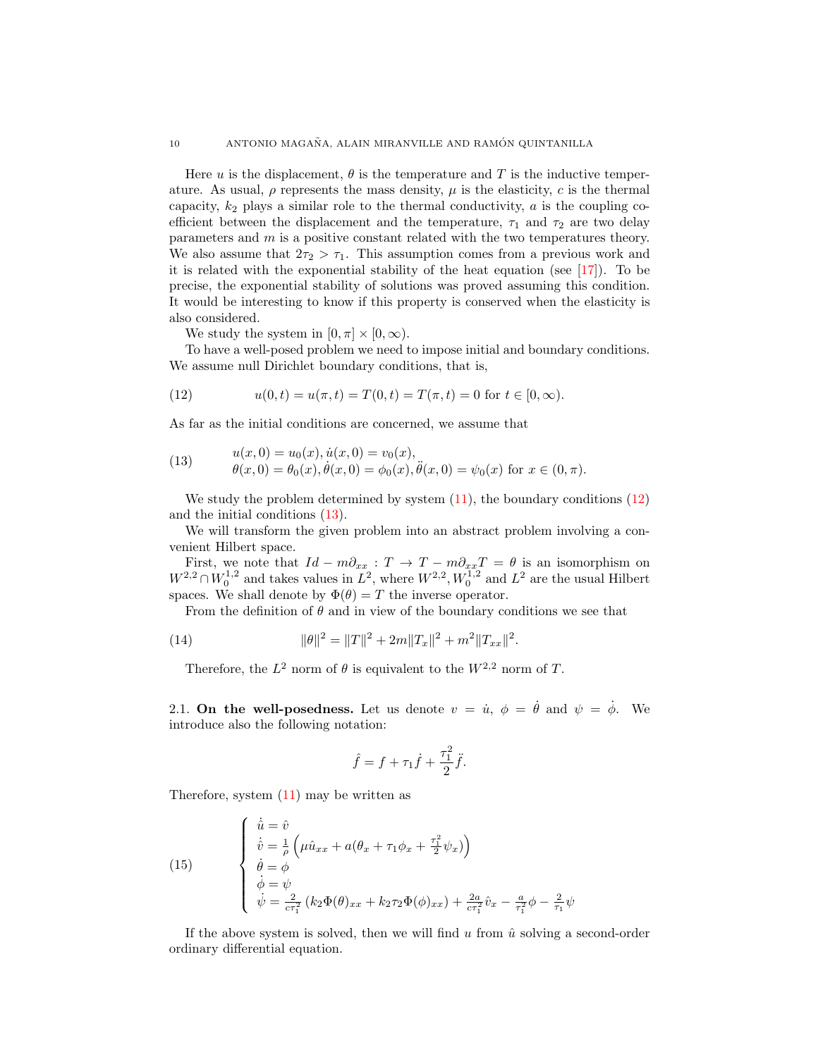Here $u$ is the displacement, $\theta$ is the temperature and $T$ is the inductive temperature. As usual, $\rho$ represents the mass density, $\mu$ is the elasticity, $c$ is the thermal capacity, $k_2$ plays a similar role to the thermal conductivity, $a$ is the coupling coefficient between the displacement and the temperature, $\tau_1$ and $\tau_2$ are two delay parameters and $m$ is a positive constant related with the two temperatures theory. We also assume that $2\tau_2 > \tau_1$. This assumption comes from a previous work and it is related with the exponential stability of the heat equation (see [17]). To be precise, the exponential stability of solutions was proved assuming this condition. It would be interesting to know if this property is conserved when the elasticity is also considered.

We study the system in $[0, \pi] \times [0, \infty)$.

To have a well-posed problem we need to impose initial and boundary conditions. We assume null Dirichlet boundary conditions, that is,

$$u(0,t) = u(\pi,t) = T(0,t) = T(\pi,t) = 0 \text{ for } t \in [0,\infty). \tag{12}$$

As far as the initial conditions are concerned, we assume that

$$\begin{aligned} &u(x,0) = u_0(x), \dot{u}(x,0) = v_0(x), \\ &\theta(x,0) = \theta_0(x), \dot{\theta}(x,0) = \phi_0(x), \ddot{\theta}(x,0) = \psi_0(x) \text{ for } x \in (0,\pi). \end{aligned} \tag{13}$$

We study the problem determined by system (11), the boundary conditions (12) and the initial conditions (13).

We will transform the given problem into an abstract problem involving a convenient Hilbert space.

First, we note that $Id - m\partial_{xx} : T \to T - m\partial_{xx}T = \theta$ is an isomorphism on $W^{2,2} \cap W_0^{1,2}$ and takes values in $L^2$, where $W^{2,2}, W_0^{1,2}$ and $L^2$ are the usual Hilbert spaces. We shall denote by $\Phi(\theta) = T$ the inverse operator.

From the definition of $\theta$ and in view of the boundary conditions we see that

$$\|\theta\|^2 = \|T\|^2 + 2m\|T_x\|^2 + m^2\|T_{xx}\|^2. \tag{14}$$

Therefore, the $L^2$ norm of $\theta$ is equivalent to the $W^{2,2}$ norm of $T$.

### 2.1. On the well-posedness.

Let us denote $v = \dot{u}$, $\phi = \dot{\theta}$ and $\psi = \dot{\phi}$. We introduce also the following notation:

$$\hat{f} = f + \tau_1 \dot{f} + \frac{\tau_1^2}{2}\ddot{f}.$$

Therefore, system (11) may be written as

$$\begin{cases} \dot{\hat{u}} = \hat{v} \\ \dot{\hat{v}} = \frac{1}{\rho}\left(\mu \hat{u}_{xx} + a(\theta_x + \tau_1 \phi_x + \frac{\tau_1^2}{2}\psi_x)\right) \\ \dot{\theta} = \phi \\ \dot{\phi} = \psi \\ \dot{\psi} = \frac{2}{c\tau_1^2}\left(k_2 \Phi(\theta)_{xx} + k_2\tau_2 \Phi(\phi)_{xx}\right) + \frac{2a}{c\tau_1^2}\hat{v}_x - \frac{a}{\tau_1^2}\phi - \frac{2}{\tau_1}\psi \end{cases} \tag{15}$$

If the above system is solved, then we will find $u$ from $\hat{u}$ solving a second-order ordinary differential equation.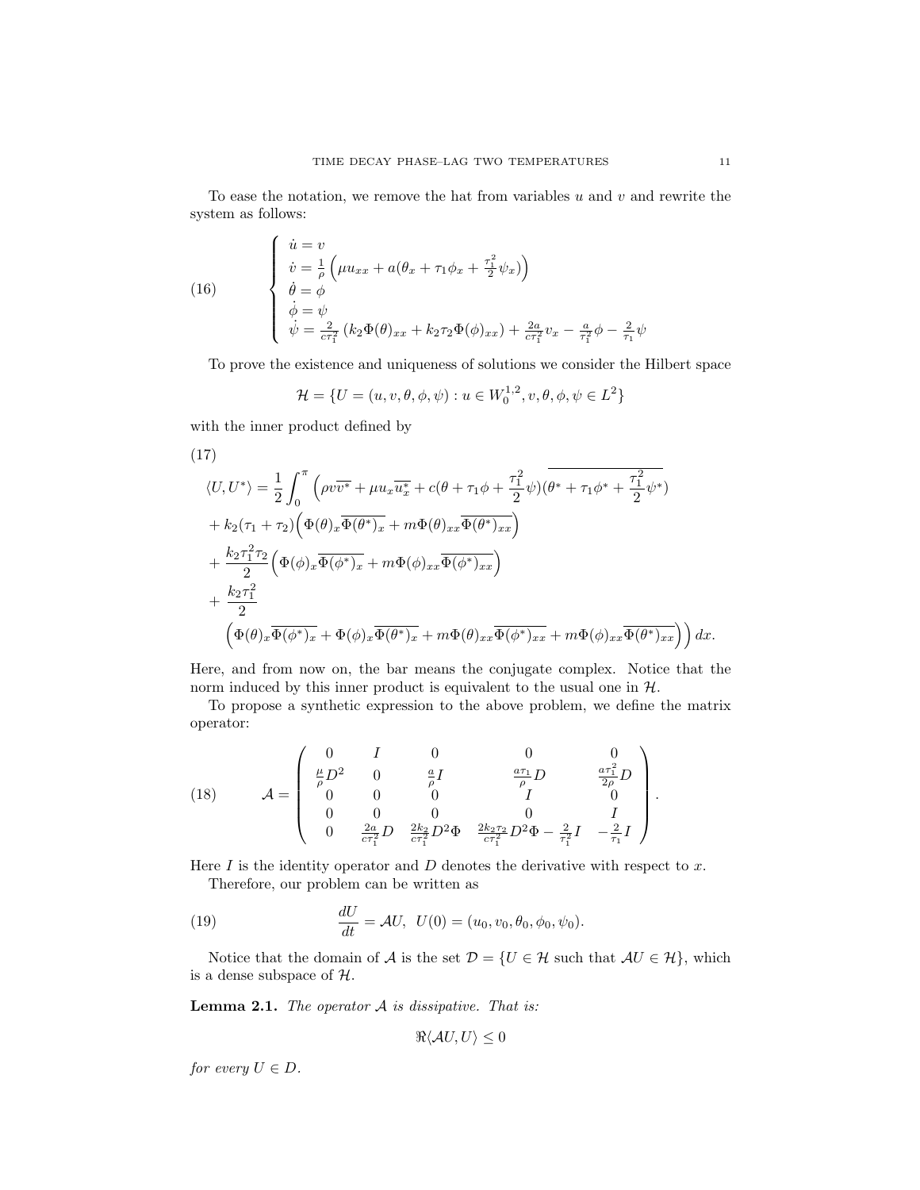To ease the notation, we remove the hat from variables $u$ and $v$ and rewrite the system as follows:

$$
\left\{
\begin{array}{l}
\dot{u} = v \\
\dot{v} = \frac{1}{\rho}\left(\mu u_{xx} + a(\theta_x + \tau_1\phi_x + \frac{\tau_1^2}{2}\psi_x)\right) \\
\dot{\theta} = \phi \\
\dot{\phi} = \psi \\
\dot{\psi} = \frac{2}{c\tau_1^2}\left(k_2\Phi(\theta)_{xx} + k_2\tau_2\Phi(\phi)_{xx}\right) + \frac{2a}{c\tau_1^2}v_x - \frac{a}{\tau_1^2}\phi - \frac{2}{\tau_1}\psi
\end{array}
\right. \tag{16}
$$

To prove the existence and uniqueness of solutions we consider the Hilbert space

$$
\mathcal{H} = \{U = (u, v, \theta, \phi, \psi) : u \in W_0^{1,2}, v, \theta, \phi, \psi \in L^2\}
$$

with the inner product defined by

$$
\begin{aligned}
\langle U, U^* \rangle &= \frac{1}{2}\int_0^\pi \Big(\rho v\overline{v^*} + \mu u_x\overline{u_x^*} + c(\theta + \tau_1\phi + \frac{\tau_1^2}{2}\psi)\overline{(\theta^* + \tau_1\phi^* + \frac{\tau_1^2}{2}\psi^*)} \\
&+ k_2(\tau_1 + \tau_2)\Big(\Phi(\theta)_x\overline{\Phi(\theta^*)_x} + m\Phi(\theta)_{xx}\overline{\Phi(\theta^*)_{xx}}\Big) \\
&+ \frac{k_2\tau_1^2\tau_2}{2}\Big(\Phi(\phi)_x\overline{\Phi(\phi^*)_x} + m\Phi(\phi)_{xx}\overline{\Phi(\phi^*)_{xx}}\Big) \\
&+ \frac{k_2\tau_1^2}{2} \\
&\Big(\Phi(\theta)_x\overline{\Phi(\phi^*)_x} + \Phi(\phi)_x\overline{\Phi(\theta^*)_x} + m\Phi(\theta)_{xx}\overline{\Phi(\phi^*)_{xx}} + m\Phi(\phi)_{xx}\overline{\Phi(\theta^*)_{xx}}\Big)\Big)\,dx.
\end{aligned} \tag{17}
$$

Here, and from now on, the bar means the conjugate complex. Notice that the norm induced by this inner product is equivalent to the usual one in $\mathcal{H}$.

To propose a synthetic expression to the above problem, we define the matrix operator:

$$
\mathcal{A} = \begin{pmatrix}
0 & I & 0 & 0 & 0 \\
\frac{\mu}{\rho}D^2 & 0 & \frac{a}{\rho}I & \frac{a\tau_1}{\rho}D & \frac{a\tau_1^2}{2\rho}D \\
0 & 0 & 0 & I & 0 \\
0 & 0 & 0 & 0 & I \\
0 & \frac{2a}{c\tau_1^2}D & \frac{2k_2}{c\tau_1^2}D^2\Phi & \frac{2k_2\tau_2}{c\tau_1^2}D^2\Phi - \frac{2}{\tau_1^2}I & -\frac{2}{\tau_1}I
\end{pmatrix}. \tag{18}
$$

Here $I$ is the identity operator and $D$ denotes the derivative with respect to $x$.

Therefore, our problem can be written as

$$
\frac{dU}{dt} = \mathcal{A}U, \;\; U(0) = (u_0, v_0, \theta_0, \phi_0, \psi_0). \tag{19}
$$

Notice that the domain of $\mathcal{A}$ is the set $\mathcal{D} = \{U \in \mathcal{H} \text{ such that } \mathcal{A}U \in \mathcal{H}\}$, which is a dense subspace of $\mathcal{H}$.

**Lemma 2.1.** *The operator $\mathcal{A}$ is dissipative. That is:*

$$
\Re\langle \mathcal{A}U, U \rangle \leq 0
$$

*for every $U \in D$.*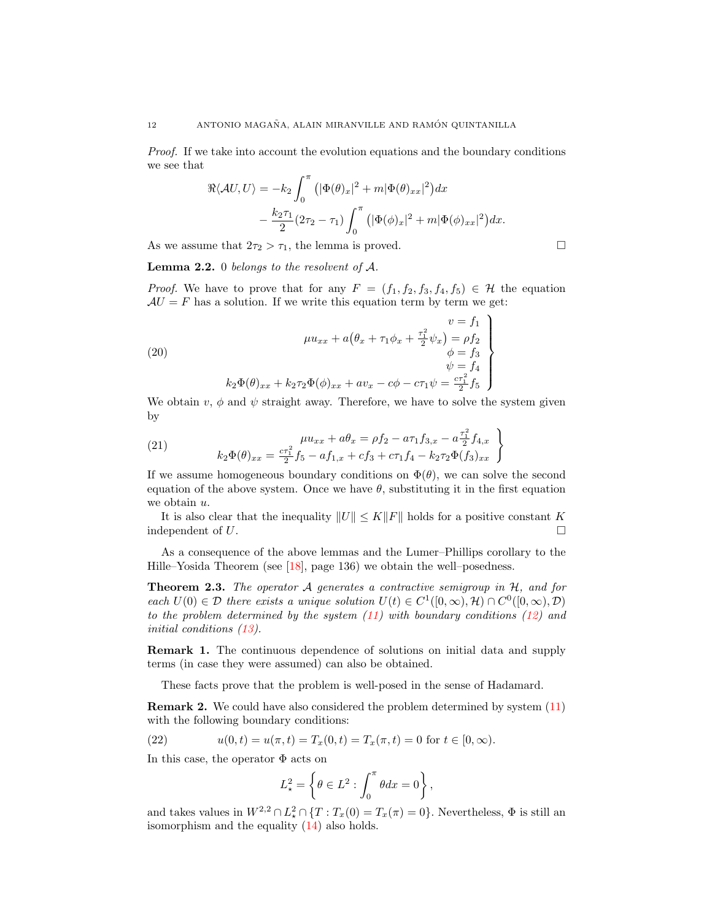*Proof.* If we take into account the evolution equations and the boundary conditions we see that

$$
\begin{aligned}
\Re\langle \mathcal{A}U, U\rangle = & -k_2 \int_0^\pi \left( |\Phi(\theta)_x|^2 + m|\Phi(\theta)_{xx}|^2 \right) dx \\
& - \frac{k_2\tau_1}{2}(2\tau_2 - \tau_1) \int_0^\pi \left( |\Phi(\phi)_x|^2 + m|\Phi(\phi)_{xx}|^2 \right) dx.
\end{aligned}
$$

As we assume that $2\tau_2 > \tau_1$, the lemma is proved. □

**Lemma 2.2.** *0 belongs to the resolvent of $\mathcal{A}$.*

*Proof.* We have to prove that for any $F = (f_1, f_2, f_3, f_4, f_5) \in \mathcal{H}$ the equation $\mathcal{A}U = F$ has a solution. If we write this equation term by term we get:

$$
\left.
\begin{aligned}
v &= f_1 \\
\mu u_{xx} + a\big(\theta_x + \tau_1\phi_x + \tfrac{\tau_1^2}{2}\psi_x\big) &= \rho f_2 \\
\phi &= f_3 \\
\psi &= f_4 \\
k_2\Phi(\theta)_{xx} + k_2\tau_2\Phi(\phi)_{xx} + av_x - c\phi - c\tau_1\psi &= \tfrac{c\tau_1^2}{2} f_5
\end{aligned}
\right\} \tag{20}
$$

We obtain $v$, $\phi$ and $\psi$ straight away. Therefore, we have to solve the system given by

$$
\left.
\begin{aligned}
\mu u_{xx} + a\theta_x &= \rho f_2 - a\tau_1 f_{3,x} - a\tfrac{\tau_1^2}{2} f_{4,x} \\
k_2\Phi(\theta)_{xx} &= \tfrac{c\tau_1^2}{2} f_5 - af_{1,x} + cf_3 + c\tau_1 f_4 - k_2\tau_2\Phi(f_3)_{xx}
\end{aligned}
\right\} \tag{21}
$$

If we assume homogeneous boundary conditions on $\Phi(\theta)$, we can solve the second equation of the above system. Once we have $\theta$, substituting it in the first equation we obtain $u$.

It is also clear that the inequality $\|U\| \le K\|F\|$ holds for a positive constant $K$ independent of $U$. □

As a consequence of the above lemmas and the Lumer–Phillips corollary to the Hille–Yosida Theorem (see [18], page 136) we obtain the well–posedness.

**Theorem 2.3.** *The operator $\mathcal{A}$ generates a contractive semigroup in $\mathcal{H}$, and for each $U(0) \in \mathcal{D}$ there exists a unique solution $U(t) \in C^1([0,\infty), \mathcal{H}) \cap C^0([0,\infty), \mathcal{D})$ to the problem determined by the system (11) with boundary conditions (12) and initial conditions (13).*

**Remark 1.** The continuous dependence of solutions on initial data and supply terms (in case they were assumed) can also be obtained.

These facts prove that the problem is well-posed in the sense of Hadamard.

**Remark 2.** We could have also considered the problem determined by system (11) with the following boundary conditions:

$$
u(0,t) = u(\pi,t) = T_x(0,t) = T_x(\pi,t) = 0 \text{ for } t \in [0,\infty). \tag{22}
$$

In this case, the operator $\Phi$ acts on

$$
L^2_\star = \left\{ \theta \in L^2 : \int_0^\pi \theta dx = 0 \right\},
$$

and takes values in $W^{2,2} \cap L^2_\star \cap \{T : T_x(0) = T_x(\pi) = 0\}$. Nevertheless, $\Phi$ is still an isomorphism and the equality (14) also holds.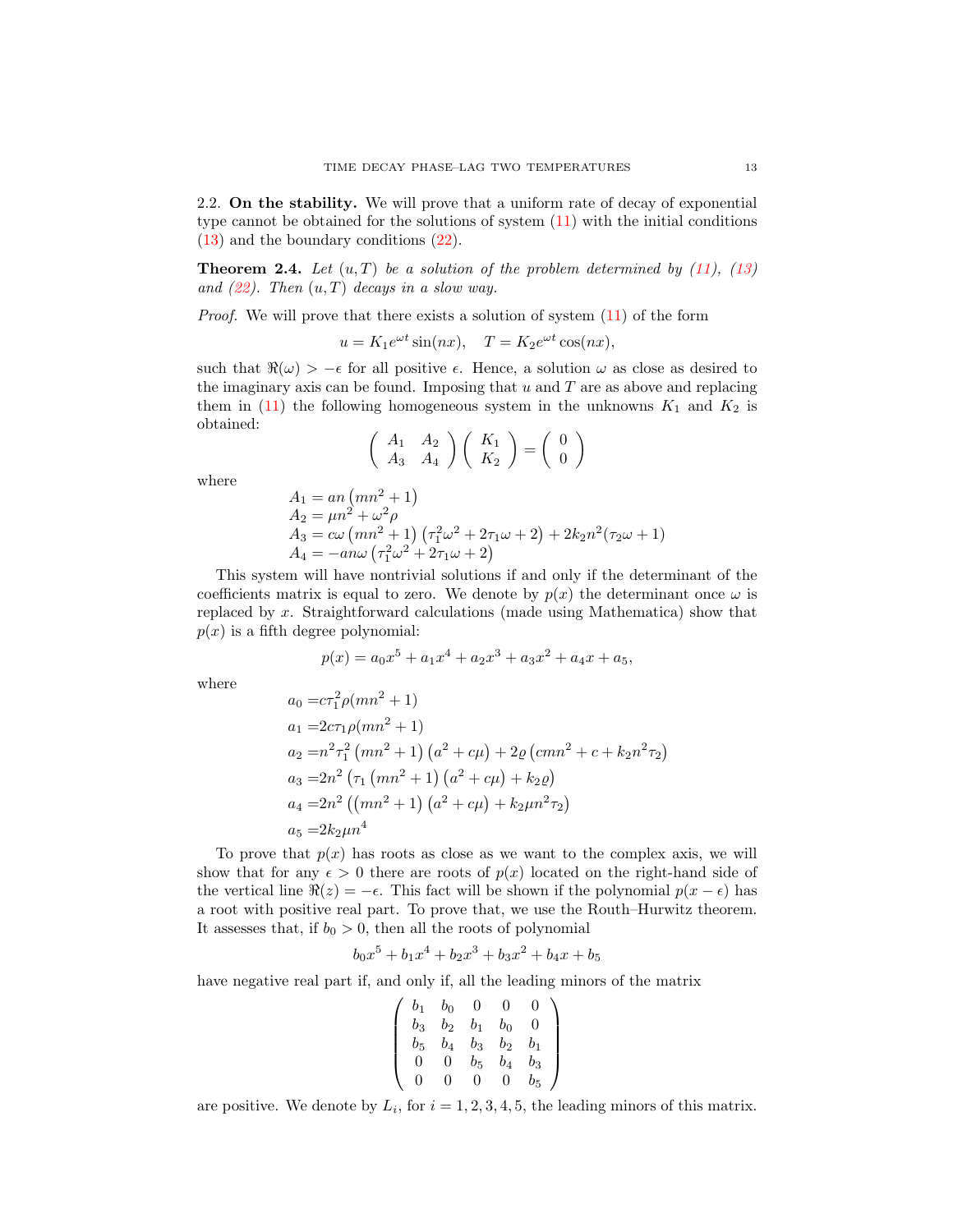2.2. **On the stability.** We will prove that a uniform rate of decay of exponential type cannot be obtained for the solutions of system (11) with the initial conditions (13) and the boundary conditions (22).

**Theorem 2.4.** *Let $(u,T)$ be a solution of the problem determined by (11), (13) and (22). Then $(u,T)$ decays in a slow way.*

*Proof.* We will prove that there exists a solution of system (11) of the form

$$u = K_1 e^{\omega t}\sin(nx), \quad T = K_2 e^{\omega t}\cos(nx),$$

such that $\Re(\omega) > -\epsilon$ for all positive $\epsilon$. Hence, a solution $\omega$ as close as desired to the imaginary axis can be found. Imposing that $u$ and $T$ are as above and replacing them in (11) the following homogeneous system in the unknowns $K_1$ and $K_2$ is obtained:

$$\begin{pmatrix} A_1 & A_2 \\ A_3 & A_4 \end{pmatrix} \begin{pmatrix} K_1 \\ K_2 \end{pmatrix} = \begin{pmatrix} 0 \\ 0 \end{pmatrix}$$

where

$$\begin{aligned}
A_1 &= an\left(mn^2+1\right) \\
A_2 &= \mu n^2 + \omega^2\rho \\
A_3 &= c\omega\left(mn^2+1\right)\left(\tau_1^2\omega^2 + 2\tau_1\omega + 2\right) + 2k_2 n^2(\tau_2\omega + 1) \\
A_4 &= -an\omega\left(\tau_1^2\omega^2 + 2\tau_1\omega + 2\right)
\end{aligned}$$

This system will have nontrivial solutions if and only if the determinant of the coefficients matrix is equal to zero. We denote by $p(x)$ the determinant once $\omega$ is replaced by $x$. Straightforward calculations (made using Mathematica) show that $p(x)$ is a fifth degree polynomial:

$$p(x) = a_0x^5 + a_1x^4 + a_2x^3 + a_3x^2 + a_4x + a_5,$$

where

$$\begin{aligned}
a_0 =& c\tau_1^2\rho(mn^2+1) \\
a_1 =& 2c\tau_1\rho(mn^2+1) \\
a_2 =& n^2\tau_1^2\left(mn^2+1\right)\left(a^2+c\mu\right) + 2\varrho\left(cmn^2 + c + k_2n^2\tau_2\right) \\
a_3 =& 2n^2\left(\tau_1\left(mn^2+1\right)\left(a^2+c\mu\right) + k_2\varrho\right) \\
a_4 =& 2n^2\left(\left(mn^2+1\right)\left(a^2+c\mu\right) + k_2\mu n^2\tau_2\right) \\
a_5 =& 2k_2\mu n^4
\end{aligned}$$

To prove that $p(x)$ has roots as close as we want to the complex axis, we will show that for any $\epsilon > 0$ there are roots of $p(x)$ located on the right-hand side of the vertical line $\Re(z) = -\epsilon$. This fact will be shown if the polynomial $p(x-\epsilon)$ has a root with positive real part. To prove that, we use the Routh–Hurwitz theorem. It assesses that, if $b_0 > 0$, then all the roots of polynomial

$$b_0x^5 + b_1x^4 + b_2x^3 + b_3x^2 + b_4x + b_5$$

have negative real part if, and only if, all the leading minors of the matrix

$$\begin{pmatrix} b_1 & b_0 & 0 & 0 & 0 \\ b_3 & b_2 & b_1 & b_0 & 0 \\ b_5 & b_4 & b_3 & b_2 & b_1 \\ 0 & 0 & b_5 & b_4 & b_3 \\ 0 & 0 & 0 & 0 & b_5 \end{pmatrix}$$

are positive. We denote by $L_i$, for $i = 1, 2, 3, 4, 5$, the leading minors of this matrix.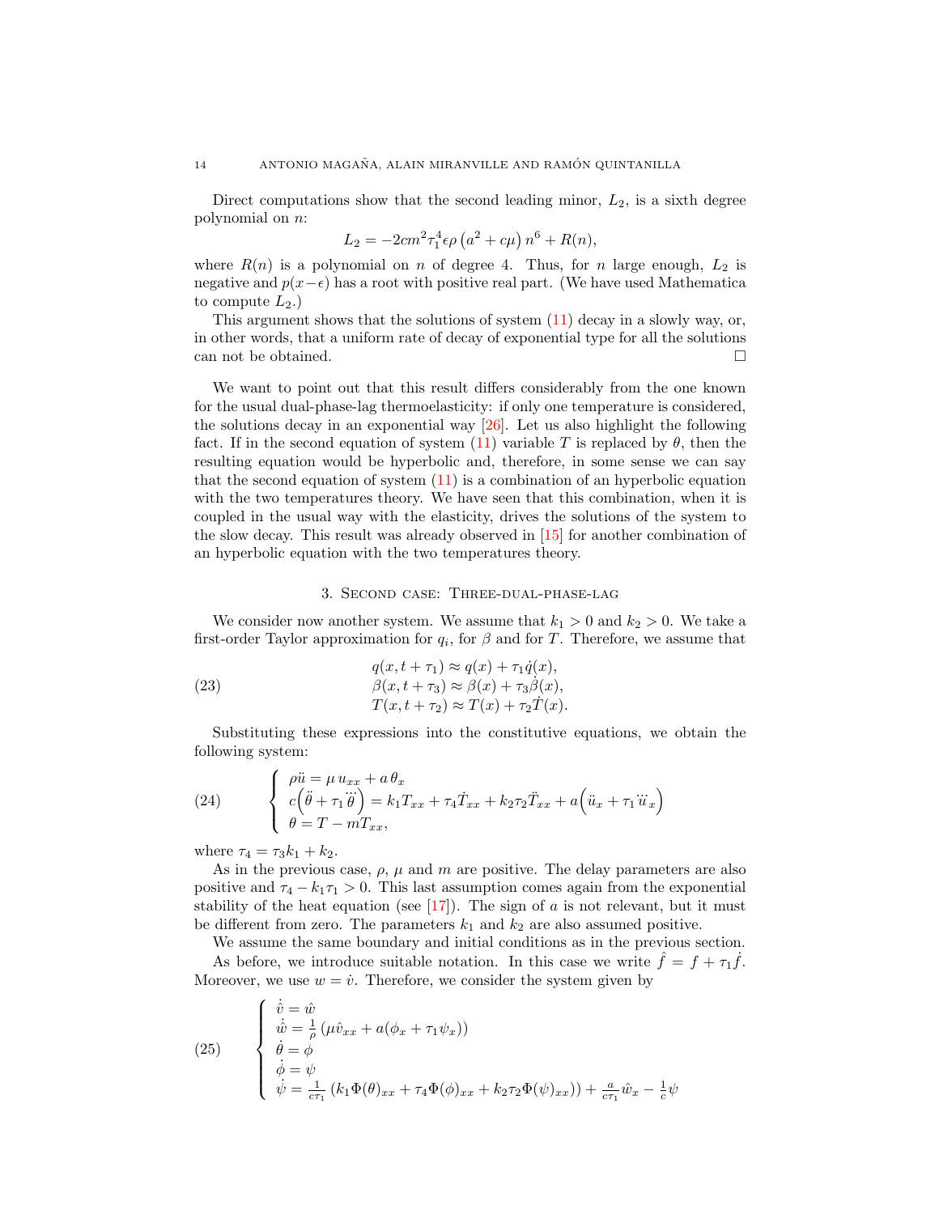Direct computations show that the second leading minor, $L_2$, is a sixth degree polynomial on $n$:

$$L_2 = -2cm^2\tau_1^4\epsilon\rho\left(a^2+c\mu\right)n^6 + R(n),$$

where $R(n)$ is a polynomial on $n$ of degree 4. Thus, for $n$ large enough, $L_2$ is negative and $p(x-\epsilon)$ has a root with positive real part. (We have used Mathematica to compute $L_2$.)

This argument shows that the solutions of system (11) decay in a slowly way, or, in other words, that a uniform rate of decay of exponential type for all the solutions can not be obtained. □

We want to point out that this result differs considerably from the one known for the usual dual-phase-lag thermoelasticity: if only one temperature is considered, the solutions decay in an exponential way [26]. Let us also highlight the following fact. If in the second equation of system (11) variable $T$ is replaced by $\theta$, then the resulting equation would be hyperbolic and, therefore, in some sense we can say that the second equation of system (11) is a combination of an hyperbolic equation with the two temperatures theory. We have seen that this combination, when it is coupled in the usual way with the elasticity, drives the solutions of the system to the slow decay. This result was already observed in [15] for another combination of an hyperbolic equation with the two temperatures theory.

## 3. Second case: Three-dual-phase-lag

We consider now another system. We assume that $k_1 > 0$ and $k_2 > 0$. We take a first-order Taylor approximation for $q_i$, for $\beta$ and for $T$. Therefore, we assume that

$$\begin{aligned} q(x,t+\tau_1) &\approx q(x) + \tau_1\dot{q}(x),\\ \beta(x,t+\tau_3) &\approx \beta(x) + \tau_3\dot{\beta}(x),\\ T(x,t+\tau_2) &\approx T(x) + \tau_2\dot{T}(x). \end{aligned} \tag{23}$$

Substituting these expressions into the constitutive equations, we obtain the following system:

$$\left\{\begin{array}{l} \rho\ddot{u} = \mu\, u_{xx} + a\,\theta_x \\ c\Big(\ddot{\theta} + \tau_1\dddot{\theta}\Big) = k_1 T_{xx} + \tau_4\dot{T}_{xx} + k_2\tau_2\ddot{T}_{xx} + a\Big(\ddot{u}_x + \tau_1\dddot{u}_x\Big) \\ \theta = T - mT_{xx}, \end{array}\right. \tag{24}$$

where $\tau_4 = \tau_3 k_1 + k_2$.

As in the previous case, $\rho$, $\mu$ and $m$ are positive. The delay parameters are also positive and $\tau_4 - k_1\tau_1 > 0$. This last assumption comes again from the exponential stability of the heat equation (see [17]). The sign of $a$ is not relevant, but it must be different from zero. The parameters $k_1$ and $k_2$ are also assumed positive.

We assume the same boundary and initial conditions as in the previous section.

As before, we introduce suitable notation. In this case we write $\hat{f} = f + \tau_1\dot{f}$. Moreover, we use $w = \dot{v}$. Therefore, we consider the system given by

$$\left\{\begin{array}{l} \dot{\hat{v}} = \hat{w} \\ \dot{\hat{w}} = \frac{1}{\rho}\left(\mu\hat{v}_{xx} + a(\phi_x + \tau_1\psi_x)\right) \\ \dot{\theta} = \phi \\ \dot{\phi} = \psi \\ \dot{\psi} = \frac{1}{c\tau_1}\left(k_1\Phi(\theta)_{xx} + \tau_4\Phi(\phi)_{xx} + k_2\tau_2\Phi(\psi)_{xx}\right) + \frac{a}{c\tau_1}\hat{w}_x - \frac{1}{c}\psi \end{array}\right. \tag{25}$$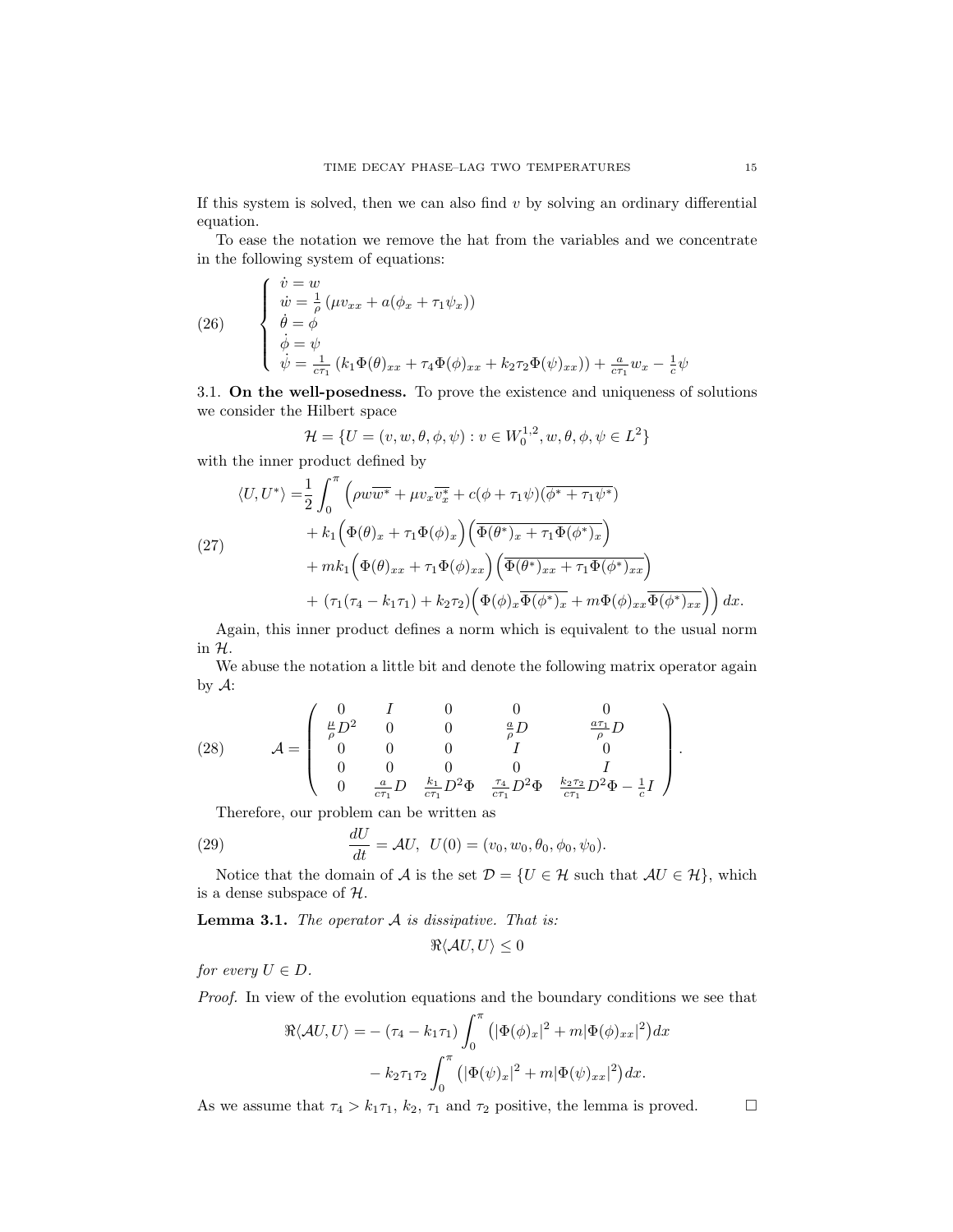If this system is solved, then we can also find $v$ by solving an ordinary differential equation.

To ease the notation we remove the hat from the variables and we concentrate in the following system of equations:

$$
\left\{
\begin{array}{l}
\dot{v} = w \\
\dot{w} = \frac{1}{\rho}\left(\mu v_{xx} + a(\phi_x + \tau_1 \psi_x)\right) \\
\dot{\theta} = \phi \\
\dot{\phi} = \psi \\
\dot{\psi} = \frac{1}{c\tau_1}\left(k_1 \Phi(\theta)_{xx} + \tau_4 \Phi(\phi)_{xx} + k_2\tau_2 \Phi(\psi)_{xx})\right) + \frac{a}{c\tau_1} w_x - \frac{1}{c}\psi
\end{array}
\right.
\tag{26}
$$

### 3.1. On the well-posedness.

To prove the existence and uniqueness of solutions we consider the Hilbert space

$$
\mathcal{H} = \{U = (v, w, \theta, \phi, \psi) : v \in W_0^{1,2}, w, \theta, \phi, \psi \in L^2\}
$$

with the inner product defined by

$$
\begin{aligned}
\langle U, U^* \rangle = &\frac{1}{2}\int_0^\pi \Big(\rho w \overline{w^*} + \mu v_x \overline{v_x^*} + c(\phi + \tau_1 \psi)(\overline{\phi^* + \tau_1 \psi^*}) \\
&+ k_1 \Big(\Phi(\theta)_x + \tau_1 \Phi(\phi)_x\Big)\Big(\overline{\Phi(\theta^*)_x + \tau_1 \Phi(\phi^*)_x}\Big) \\
&+ m k_1 \Big(\Phi(\theta)_{xx} + \tau_1 \Phi(\phi)_{xx}\Big)\Big(\overline{\Phi(\theta^*)_{xx} + \tau_1 \Phi(\phi^*)_{xx}}\Big) \\
&+ (\tau_1(\tau_4 - k_1\tau_1) + k_2\tau_2)\Big(\Phi(\phi)_x \overline{\Phi(\phi^*)_x} + m\Phi(\phi)_{xx}\overline{\Phi(\phi^*)_{xx}}\Big)\Big)\, dx.
\end{aligned}
\tag{27}
$$

Again, this inner product defines a norm which is equivalent to the usual norm in $\mathcal{H}$.

We abuse the notation a little bit and denote the following matrix operator again by $\mathcal{A}$:

$$
\mathcal{A} = \left(
\begin{array}{ccccc}
0 & I & 0 & 0 & 0 \\
\frac{\mu}{\rho}D^2 & 0 & 0 & \frac{a}{\rho}D & \frac{a\tau_1}{\rho}D \\
0 & 0 & 0 & I & 0 \\
0 & 0 & 0 & 0 & I \\
0 & \frac{a}{c\tau_1}D & \frac{k_1}{c\tau_1}D^2\Phi & \frac{\tau_4}{c\tau_1}D^2\Phi & \frac{k_2\tau_2}{c\tau_1}D^2\Phi - \frac{1}{c}I
\end{array}
\right).
\tag{28}
$$

Therefore, our problem can be written as

$$
\frac{dU}{dt} = \mathcal{A}U, \;\; U(0) = (v_0, w_0, \theta_0, \phi_0, \psi_0).
\tag{29}
$$

Notice that the domain of $\mathcal{A}$ is the set $\mathcal{D} = \{U \in \mathcal{H} \text{ such that } \mathcal{A}U \in \mathcal{H}\}$, which is a dense subspace of $\mathcal{H}$.

**Lemma 3.1.** *The operator $\mathcal{A}$ is dissipative. That is:*

$$
\Re\langle \mathcal{A}U, U\rangle \leq 0
$$

*for every $U \in D$.*

*Proof.* In view of the evolution equations and the boundary conditions we see that

$$
\begin{aligned}
\Re\langle \mathcal{A}U, U\rangle = &-(\tau_4 - k_1\tau_1)\int_0^\pi \left(|\Phi(\phi)_x|^2 + m|\Phi(\phi)_{xx}|^2\right)dx \\
&- k_2\tau_1\tau_2 \int_0^\pi \left(|\Phi(\psi)_x|^2 + m|\Phi(\psi)_{xx}|^2\right)dx.
\end{aligned}
$$

As we assume that $\tau_4 > k_1\tau_1$, $k_2$, $\tau_1$ and $\tau_2$ positive, the lemma is proved. $\square$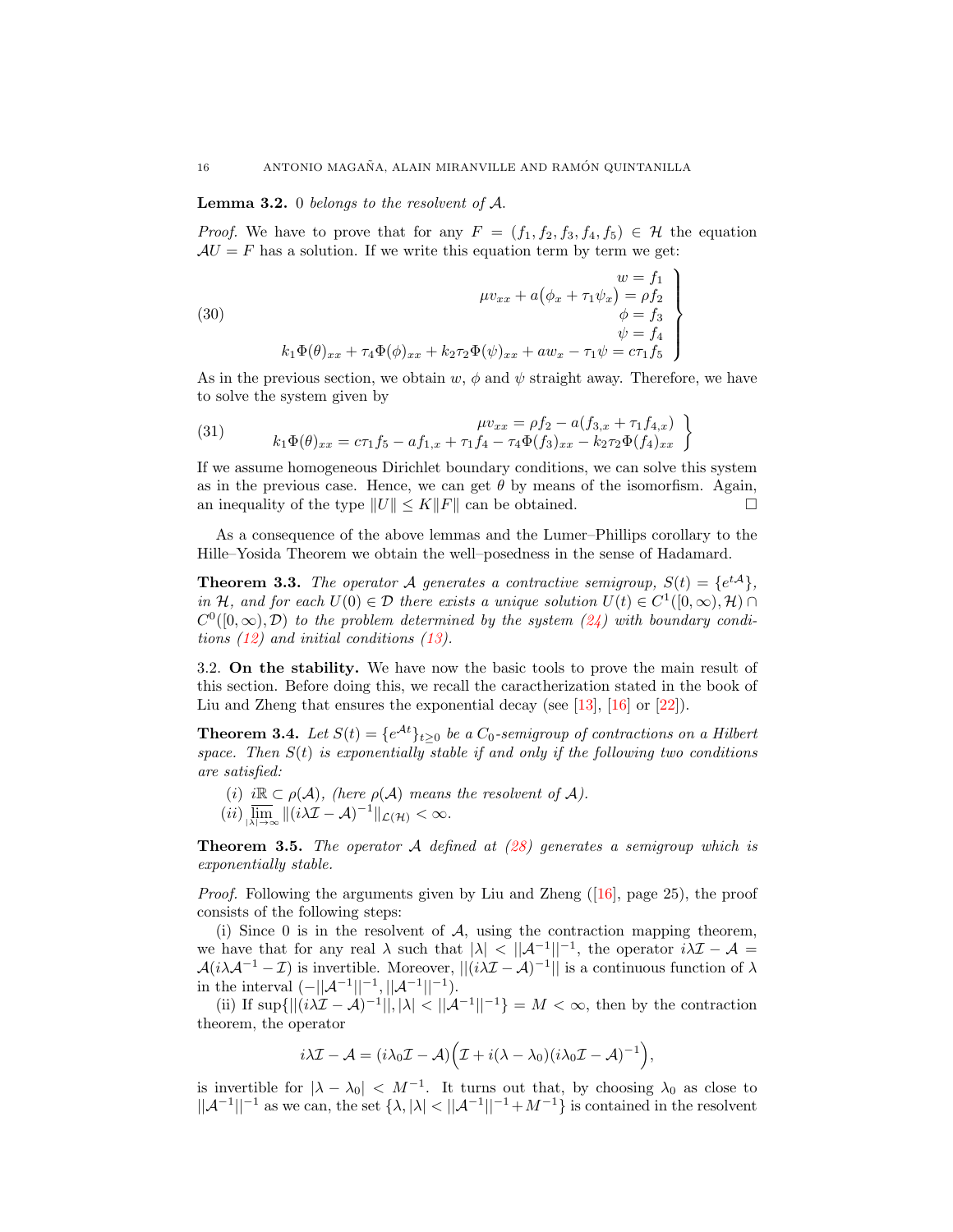**Lemma 3.2.** *0 belongs to the resolvent of $\mathcal{A}$.*

*Proof.* We have to prove that for any $F = (f_1, f_2, f_3, f_4, f_5) \in \mathcal{H}$ the equation $\mathcal{A}U = F$ has a solution. If we write this equation term by term we get:

$$
\left.\begin{array}{r}
w = f_1 \\
\mu v_{xx} + a\big(\phi_x + \tau_1 \psi_x\big) = \rho f_2 \\
\phi = f_3 \\
\psi = f_4 \\
k_1 \Phi(\theta)_{xx} + \tau_4 \Phi(\phi)_{xx} + k_2 \tau_2 \Phi(\psi)_{xx} + a w_x - \tau_1 \psi = c\tau_1 f_5
\end{array}\right\} \tag{30}
$$

As in the previous section, we obtain $w$, $\phi$ and $\psi$ straight away. Therefore, we have to solve the system given by

$$
\left.\begin{array}{r}
\mu v_{xx} = \rho f_2 - a(f_{3,x} + \tau_1 f_{4,x}) \\
k_1 \Phi(\theta)_{xx} = c\tau_1 f_5 - a f_{1,x} + \tau_1 f_4 - \tau_4 \Phi(f_3)_{xx} - k_2 \tau_2 \Phi(f_4)_{xx}
\end{array}\right\} \tag{31}
$$

If we assume homogeneous Dirichlet boundary conditions, we can solve this system as in the previous case. Hence, we can get $\theta$ by means of the isomorfism. Again, an inequality of the type $\|U\| \leq K\|F\|$ can be obtained. $\square$

As a consequence of the above lemmas and the Lumer–Phillips corollary to the Hille–Yosida Theorem we obtain the well–posedness in the sense of Hadamard.

**Theorem 3.3.** *The operator $\mathcal{A}$ generates a contractive semigroup, $S(t) = \{e^{t\mathcal{A}}\}$, in $\mathcal{H}$, and for each $U(0) \in \mathcal{D}$ there exists a unique solution $U(t) \in C^1([0,\infty), \mathcal{H}) \cap C^0([0,\infty), \mathcal{D})$ to the problem determined by the system (24) with boundary conditions (12) and initial conditions (13).*

3.2. **On the stability.** We have now the basic tools to prove the main result of this section. Before doing this, we recall the caractherization stated in the book of Liu and Zheng that ensures the exponential decay (see [13], [16] or [22]).

**Theorem 3.4.** *Let $S(t) = \{e^{\mathcal{A}t}\}_{t\geq 0}$ be a $C_0$-semigroup of contractions on a Hilbert space. Then $S(t)$ is exponentially stable if and only if the following two conditions are satisfied:*

*(i) $i\mathbb{R} \subset \rho(\mathcal{A})$, (here $\rho(\mathcal{A})$ means the resolvent of $\mathcal{A}$).*
*(ii) $\overline{\lim}_{|\lambda|\to\infty} \|(i\lambda\mathcal{I} - \mathcal{A})^{-1}\|_{\mathcal{L}(\mathcal{H})} < \infty$.*

**Theorem 3.5.** *The operator $\mathcal{A}$ defined at (28) generates a semigroup which is exponentially stable.*

*Proof.* Following the arguments given by Liu and Zheng ([16], page 25), the proof consists of the following steps:

(i) Since 0 is in the resolvent of $\mathcal{A}$, using the contraction mapping theorem, we have that for any real $\lambda$ such that $|\lambda| < ||\mathcal{A}^{-1}||^{-1}$, the operator $i\lambda\mathcal{I} - \mathcal{A} = \mathcal{A}(i\lambda\mathcal{A}^{-1} - \mathcal{I})$ is invertible. Moreover, $||(i\lambda\mathcal{I} - \mathcal{A})^{-1}||$ is a continuous function of $\lambda$ in the interval $(-||\mathcal{A}^{-1}||^{-1}, ||\mathcal{A}^{-1}||^{-1})$.

(ii) If $\sup\{||(i\lambda\mathcal{I} - \mathcal{A})^{-1}||, |\lambda| < ||\mathcal{A}^{-1}||^{-1}\} = M < \infty$, then by the contraction theorem, the operator

$$
i\lambda\mathcal{I} - \mathcal{A} = (i\lambda_0\mathcal{I} - \mathcal{A})\Big(\mathcal{I} + i(\lambda - \lambda_0)(i\lambda_0\mathcal{I} - \mathcal{A})^{-1}\Big),
$$

is invertible for $|\lambda - \lambda_0| < M^{-1}$. It turns out that, by choosing $\lambda_0$ as close to $||\mathcal{A}^{-1}||^{-1}$ as we can, the set $\{\lambda, |\lambda| < ||\mathcal{A}^{-1}||^{-1} + M^{-1}\}$ is contained in the resolvent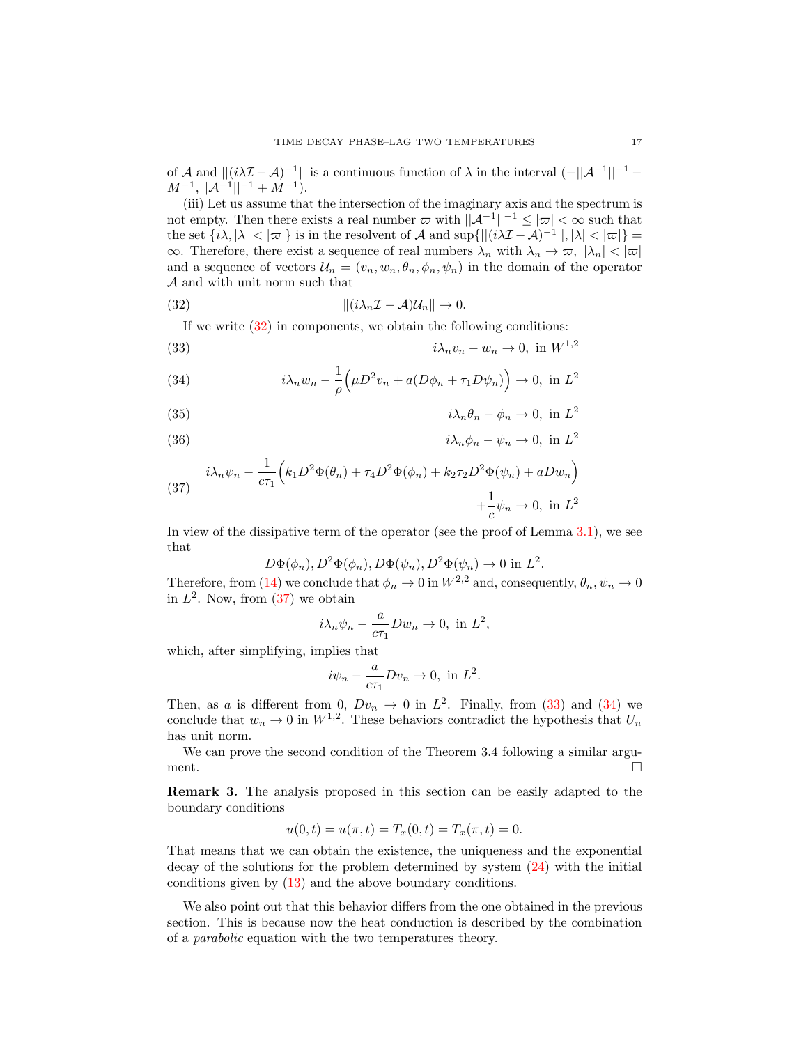of $\mathcal{A}$ and $||(i\lambda\mathcal{I} - \mathcal{A})^{-1}||$ is a continuous function of $\lambda$ in the interval $(-||\mathcal{A}^{-1}||^{-1} - M^{-1}, ||\mathcal{A}^{-1}||^{-1} + M^{-1})$.

(iii) Let us assume that the intersection of the imaginary axis and the spectrum is not empty. Then there exists a real number $\varpi$ with $||\mathcal{A}^{-1}||^{-1} \leq |\varpi| < \infty$ such that the set $\{i\lambda, |\lambda| < |\varpi|\}$ is in the resolvent of $\mathcal{A}$ and $\sup\{||(i\lambda\mathcal{I} - \mathcal{A})^{-1}||, |\lambda| < |\varpi|\} = \infty$. Therefore, there exist a sequence of real numbers $\lambda_n$ with $\lambda_n \to \varpi,\ |\lambda_n| < |\varpi|$ and a sequence of vectors $\mathcal{U}_n = (v_n, w_n, \theta_n, \phi_n, \psi_n)$ in the domain of the operator $\mathcal{A}$ and with unit norm such that

$$\|(i\lambda_n\mathcal{I} - \mathcal{A})\mathcal{U}_n\| \to 0. \tag{32}$$

If we write (32) in components, we obtain the following conditions:

$$i\lambda_n v_n - w_n \to 0, \text{ in } W^{1,2} \tag{33}$$

$$i\lambda_n w_n - \frac{1}{\rho}\Big(\mu D^2 v_n + a(D\phi_n + \tau_1 D\psi_n)\Big) \to 0, \text{ in } L^2 \tag{34}$$

$$i\lambda_n \theta_n - \phi_n \to 0, \text{ in } L^2 \tag{35}$$

$$i\lambda_n \phi_n - \psi_n \to 0, \text{ in } L^2 \tag{36}$$

$$i\lambda_n \psi_n - \frac{1}{c\tau_1}\Big(k_1 D^2\Phi(\theta_n) + \tau_4 D^2\Phi(\phi_n) + k_2\tau_2 D^2\Phi(\psi_n) + aDw_n\Big) + \frac{1}{c}\psi_n \to 0, \text{ in } L^2 \tag{37}$$

In view of the dissipative term of the operator (see the proof of Lemma 3.1), we see that

$$D\Phi(\phi_n), D^2\Phi(\phi_n), D\Phi(\psi_n), D^2\Phi(\psi_n) \to 0 \text{ in } L^2.$$

Therefore, from (14) we conclude that $\phi_n \to 0$ in $W^{2,2}$ and, consequently, $\theta_n, \psi_n \to 0$ in $L^2$. Now, from (37) we obtain

$$i\lambda_n\psi_n - \frac{a}{c\tau_1}Dw_n \to 0, \text{ in } L^2,$$

which, after simplifying, implies that

$$i\psi_n - \frac{a}{c\tau_1}Dv_n \to 0, \text{ in } L^2.$$

Then, as $a$ is different from 0, $Dv_n \to 0$ in $L^2$. Finally, from (33) and (34) we conclude that $w_n \to 0$ in $W^{1,2}$. These behaviors contradict the hypothesis that $U_n$ has unit norm.

We can prove the second condition of the Theorem 3.4 following a similar argument. $\square$

**Remark 3.** The analysis proposed in this section can be easily adapted to the boundary conditions

$$u(0,t) = u(\pi,t) = T_x(0,t) = T_x(\pi,t) = 0.$$

That means that we can obtain the existence, the uniqueness and the exponential decay of the solutions for the problem determined by system (24) with the initial conditions given by (13) and the above boundary conditions.

We also point out that this behavior differs from the one obtained in the previous section. This is because now the heat conduction is described by the combination of a *parabolic* equation with the two temperatures theory.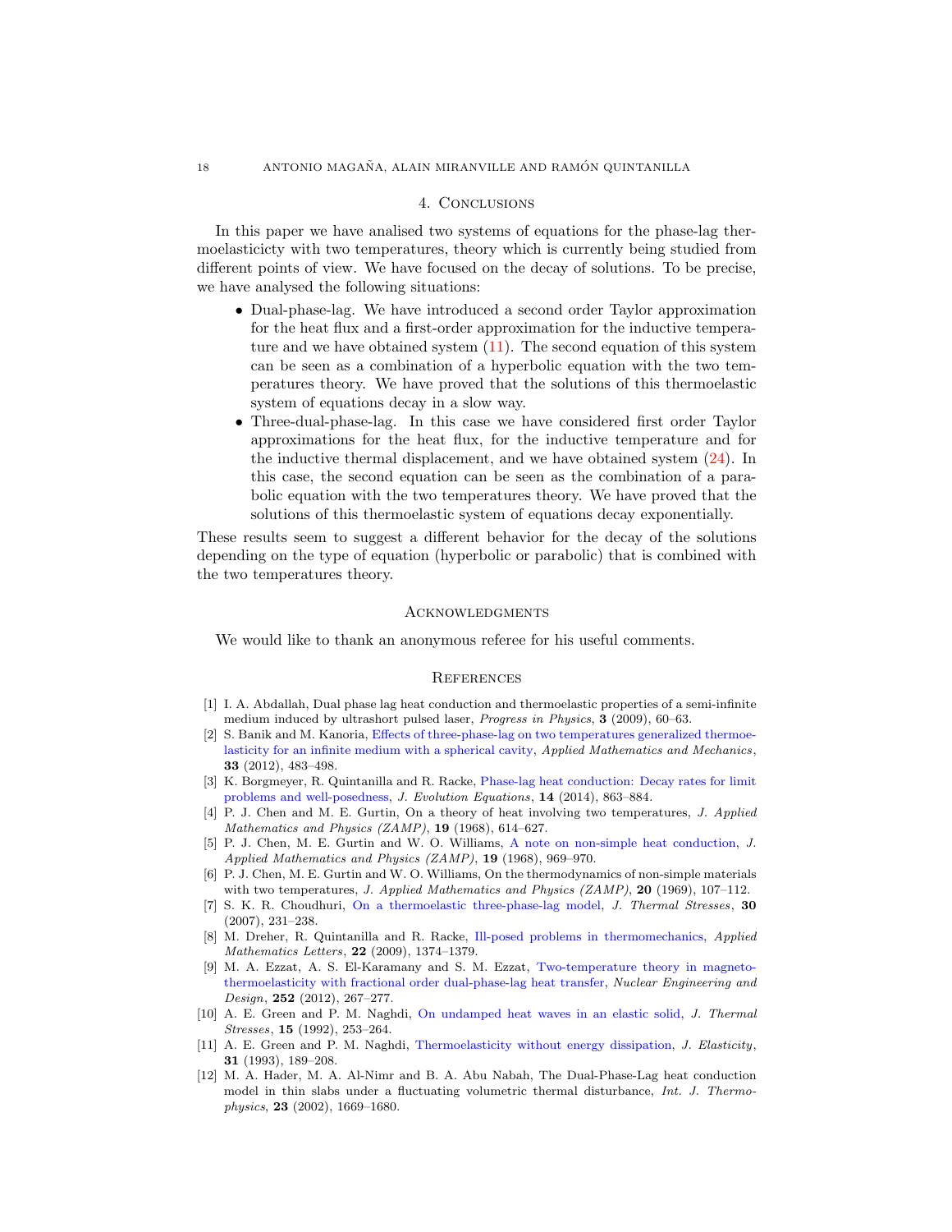## 4. Conclusions

In this paper we have analised two systems of equations for the phase-lag thermoelasticicty with two temperatures, theory which is currently being studied from different points of view. We have focused on the decay of solutions. To be precise, we have analysed the following situations:

- Dual-phase-lag. We have introduced a second order Taylor approximation for the heat flux and a first-order approximation for the inductive temperature and we have obtained system (11). The second equation of this system can be seen as a combination of a hyperbolic equation with the two temperatures theory. We have proved that the solutions of this thermoelastic system of equations decay in a slow way.
- Three-dual-phase-lag. In this case we have considered first order Taylor approximations for the heat flux, for the inductive temperature and for the inductive thermal displacement, and we have obtained system (24). In this case, the second equation can be seen as the combination of a parabolic equation with the two temperatures theory. We have proved that the solutions of this thermoelastic system of equations decay exponentially.

These results seem to suggest a different behavior for the decay of the solutions depending on the type of equation (hyperbolic or parabolic) that is combined with the two temperatures theory.

## Acknowledgments

We would like to thank an anonymous referee for his useful comments.

## References

[1] I. A. Abdallah, Dual phase lag heat conduction and thermoelastic properties of a semi-infinite medium induced by ultrashort pulsed laser, *Progress in Physics*, **3** (2009), 60–63.

[2] S. Banik and M. Kanoria, Effects of three-phase-lag on two temperatures generalized thermoelasticity for an infinite medium with a spherical cavity, *Applied Mathematics and Mechanics*, **33** (2012), 483–498.

[3] K. Borgmeyer, R. Quintanilla and R. Racke, Phase-lag heat conduction: Decay rates for limit problems and well-posedness, *J. Evolution Equations*, **14** (2014), 863–884.

[4] P. J. Chen and M. E. Gurtin, On a theory of heat involving two temperatures, *J. Applied Mathematics and Physics (ZAMP)*, **19** (1968), 614–627.

[5] P. J. Chen, M. E. Gurtin and W. O. Williams, A note on non-simple heat conduction, *J. Applied Mathematics and Physics (ZAMP)*, **19** (1968), 969–970.

[6] P. J. Chen, M. E. Gurtin and W. O. Williams, On the thermodynamics of non-simple materials with two temperatures, *J. Applied Mathematics and Physics (ZAMP)*, **20** (1969), 107–112.

[7] S. K. R. Choudhuri, On a thermoelastic three-phase-lag model, *J. Thermal Stresses*, **30** (2007), 231–238.

[8] M. Dreher, R. Quintanilla and R. Racke, Ill-posed problems in thermomechanics, *Applied Mathematics Letters*, **22** (2009), 1374–1379.

[9] M. A. Ezzat, A. S. El-Karamany and S. M. Ezzat, Two-temperature theory in magneto-thermoelasticity with fractional order dual-phase-lag heat transfer, *Nuclear Engineering and Design*, **252** (2012), 267–277.

[10] A. E. Green and P. M. Naghdi, On undamped heat waves in an elastic solid, *J. Thermal Stresses*, **15** (1992), 253–264.

[11] A. E. Green and P. M. Naghdi, Thermoelasticity without energy dissipation, *J. Elasticity*, **31** (1993), 189–208.

[12] M. A. Hader, M. A. Al-Nimr and B. A. Abu Nabah, The Dual-Phase-Lag heat conduction model in thin slabs under a fluctuating volumetric thermal disturbance, *Int. J. Thermophysics*, **23** (2002), 1669–1680.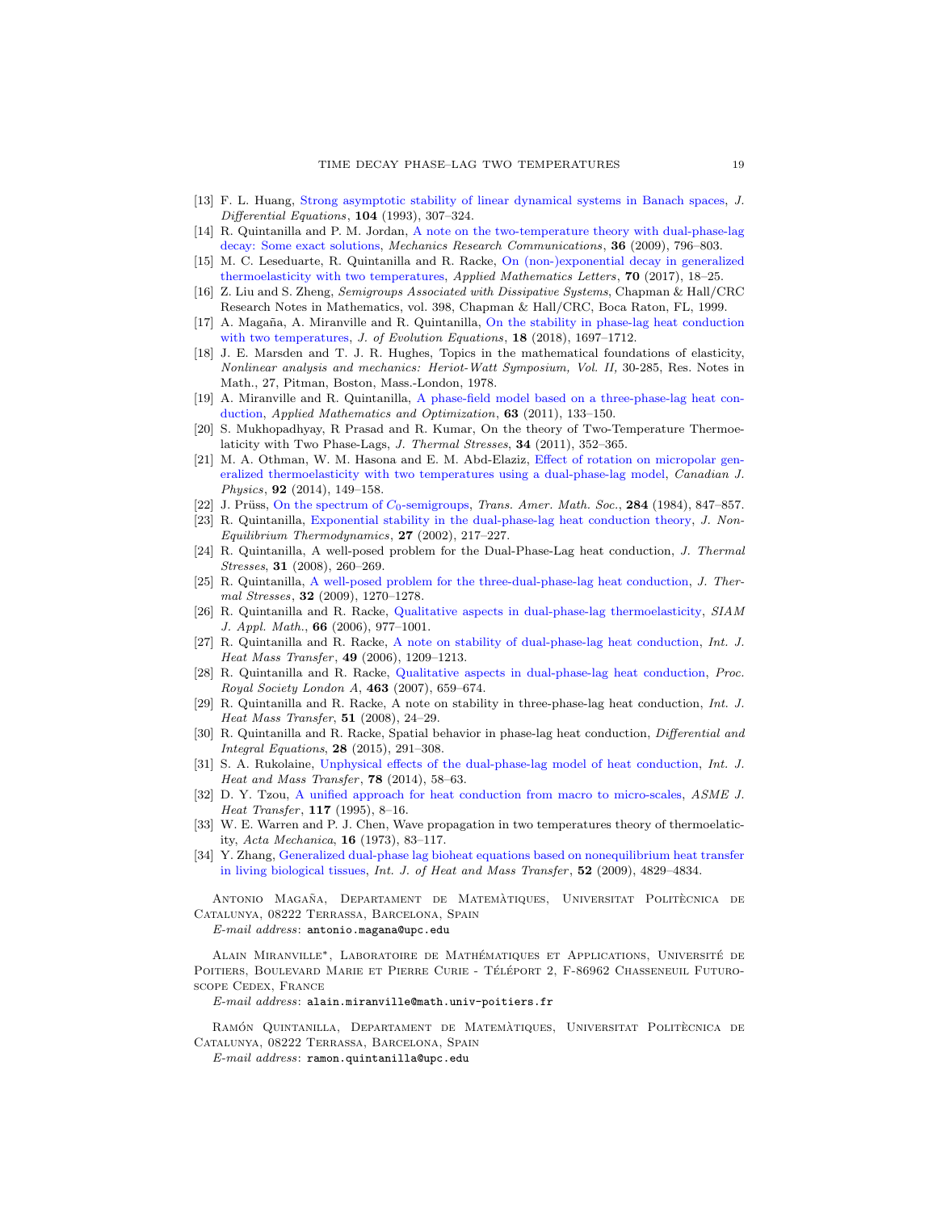[13] F. L. Huang, Strong asymptotic stability of linear dynamical systems in Banach spaces, *J. Differential Equations*, **104** (1993), 307–324.

[14] R. Quintanilla and P. M. Jordan, A note on the two-temperature theory with dual-phase-lag decay: Some exact solutions, *Mechanics Research Communications*, **36** (2009), 796–803.

[15] M. C. Leseduarte, R. Quintanilla and R. Racke, On (non-)exponential decay in generalized thermoelasticity with two temperatures, *Applied Mathematics Letters*, **70** (2017), 18–25.

[16] Z. Liu and S. Zheng, *Semigroups Associated with Dissipative Systems*, Chapman & Hall/CRC Research Notes in Mathematics, vol. 398, Chapman & Hall/CRC, Boca Raton, FL, 1999.

[17] A. Magaña, A. Miranville and R. Quintanilla, On the stability in phase-lag heat conduction with two temperatures, *J. of Evolution Equations*, **18** (2018), 1697–1712.

[18] J. E. Marsden and T. J. R. Hughes, Topics in the mathematical foundations of elasticity, *Nonlinear analysis and mechanics: Heriot-Watt Symposium, Vol. II,* 30-285, Res. Notes in Math., 27, Pitman, Boston, Mass.-London, 1978.

[19] A. Miranville and R. Quintanilla, A phase-field model based on a three-phase-lag heat conduction, *Applied Mathematics and Optimization*, **63** (2011), 133–150.

[20] S. Mukhopadhyay, R Prasad and R. Kumar, On the theory of Two-Temperature Thermoelaticity with Two Phase-Lags, *J. Thermal Stresses*, **34** (2011), 352–365.

[21] M. A. Othman, W. M. Hasona and E. M. Abd-Elaziz, Effect of rotation on micropolar generalized thermoelasticity with two temperatures using a dual-phase-lag model, *Canadian J. Physics*, **92** (2014), 149–158.

[22] J. Prüss, On the spectrum of $C_0$-semigroups, *Trans. Amer. Math. Soc.*, **284** (1984), 847–857.

[23] R. Quintanilla, Exponential stability in the dual-phase-lag heat conduction theory, *J. Non-Equilibrium Thermodynamics*, **27** (2002), 217–227.

[24] R. Quintanilla, A well-posed problem for the Dual-Phase-Lag heat conduction, *J. Thermal Stresses*, **31** (2008), 260–269.

[25] R. Quintanilla, A well-posed problem for the three-dual-phase-lag heat conduction, *J. Thermal Stresses*, **32** (2009), 1270–1278.

[26] R. Quintanilla and R. Racke, Qualitative aspects in dual-phase-lag thermoelasticity, *SIAM J. Appl. Math.*, **66** (2006), 977–1001.

[27] R. Quintanilla and R. Racke, A note on stability of dual-phase-lag heat conduction, *Int. J. Heat Mass Transfer*, **49** (2006), 1209–1213.

[28] R. Quintanilla and R. Racke, Qualitative aspects in dual-phase-lag heat conduction, *Proc. Royal Society London A*, **463** (2007), 659–674.

[29] R. Quintanilla and R. Racke, A note on stability in three-phase-lag heat conduction, *Int. J. Heat Mass Transfer*, **51** (2008), 24–29.

[30] R. Quintanilla and R. Racke, Spatial behavior in phase-lag heat conduction, *Differential and Integral Equations*, **28** (2015), 291–308.

[31] S. A. Rukolaine, Unphysical effects of the dual-phase-lag model of heat conduction, *Int. J. Heat and Mass Transfer*, **78** (2014), 58–63.

[32] D. Y. Tzou, A unified approach for heat conduction from macro to micro-scales, *ASME J. Heat Transfer*, **117** (1995), 8–16.

[33] W. E. Warren and P. J. Chen, Wave propagation in two temperatures theory of thermoelaticity, *Acta Mechanica*, **16** (1973), 83–117.

[34] Y. Zhang, Generalized dual-phase lag bioheat equations based on nonequilibrium heat transfer in living biological tissues, *Int. J. of Heat and Mass Transfer*, **52** (2009), 4829–4834.

Antonio Magaña, Departament de Matemàtiques, Universitat Politècnica de Catalunya, 08222 Terrassa, Barcelona, Spain

*E-mail address*: antonio.magana@upc.edu

Alain Miranville*, Laboratoire de Mathématiques et Applications, Université de Poitiers, Boulevard Marie et Pierre Curie - Téléport 2, F-86962 Chasseneuil Futuroscope Cedex, France

*E-mail address*: alain.miranville@math.univ-poitiers.fr

Ramón Quintanilla, Departament de Matemàtiques, Universitat Politècnica de Catalunya, 08222 Terrassa, Barcelona, Spain

*E-mail address*: ramon.quintanilla@upc.edu